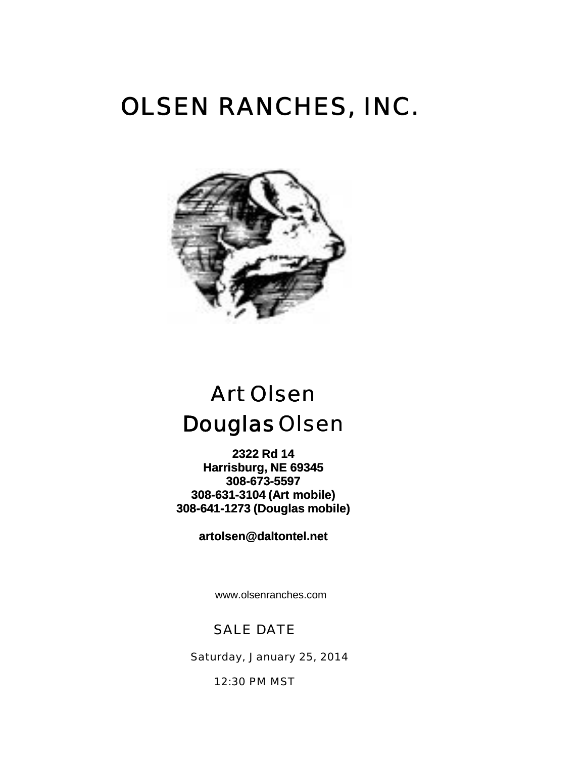# OLSEN RANCHES, INC.

## Art Olsen
## Douglas Olsen

**2322 Rd 14**
**Harrisburg, NE 69345**
**308-673-5597**
**308-631-3104 (Art mobile)**
**308-641-1273 (Douglas mobile)**

**artolsen@daltontel.net**

www.olsenranches.com

SALE DATE

Saturday, January 25, 2014

12:30 PM MST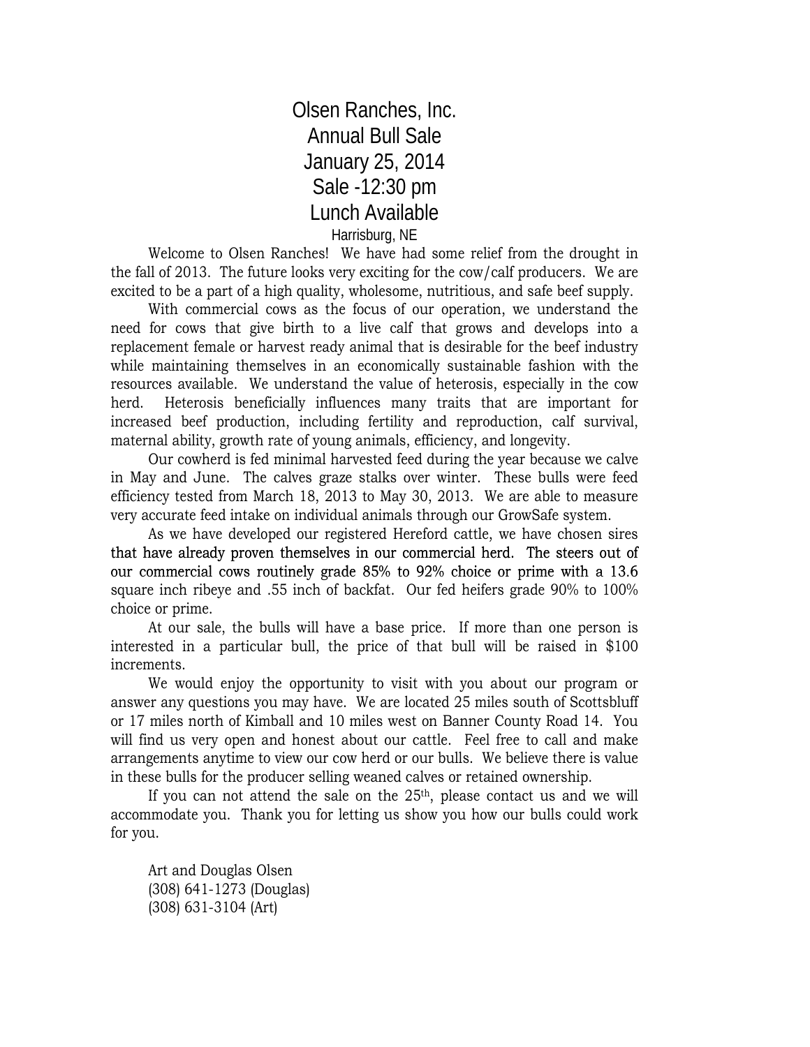# Olsen Ranches, Inc.
# Annual Bull Sale
# January 25, 2014
# Sale -12:30 pm
# Lunch Available

Harrisburg, NE

Welcome to Olsen Ranches! We have had some relief from the drought in the fall of 2013. The future looks very exciting for the cow/calf producers. We are excited to be a part of a high quality, wholesome, nutritious, and safe beef supply.

With commercial cows as the focus of our operation, we understand the need for cows that give birth to a live calf that grows and develops into a replacement female or harvest ready animal that is desirable for the beef industry while maintaining themselves in an economically sustainable fashion with the resources available. We understand the value of heterosis, especially in the cow herd. Heterosis beneficially influences many traits that are important for increased beef production, including fertility and reproduction, calf survival, maternal ability, growth rate of young animals, efficiency, and longevity.

Our cowherd is fed minimal harvested feed during the year because we calve in May and June. The calves graze stalks over winter. These bulls were feed efficiency tested from March 18, 2013 to May 30, 2013. We are able to measure very accurate feed intake on individual animals through our GrowSafe system.

As we have developed our registered Hereford cattle, we have chosen sires that have already proven themselves in our commercial herd. The steers out of our commercial cows routinely grade 85% to 92% choice or prime with a 13.6 square inch ribeye and .55 inch of backfat. Our fed heifers grade 90% to 100% choice or prime.

At our sale, the bulls will have a base price. If more than one person is interested in a particular bull, the price of that bull will be raised in $100 increments.

We would enjoy the opportunity to visit with you about our program or answer any questions you may have. We are located 25 miles south of Scottsbluff or 17 miles north of Kimball and 10 miles west on Banner County Road 14. You will find us very open and honest about our cattle. Feel free to call and make arrangements anytime to view our cow herd or our bulls. We believe there is value in these bulls for the producer selling weaned calves or retained ownership.

If you can not attend the sale on the 25th, please contact us and we will accommodate you. Thank you for letting us show you how our bulls could work for you.

Art and Douglas Olsen
(308) 641-1273 (Douglas)
(308) 631-3104 (Art)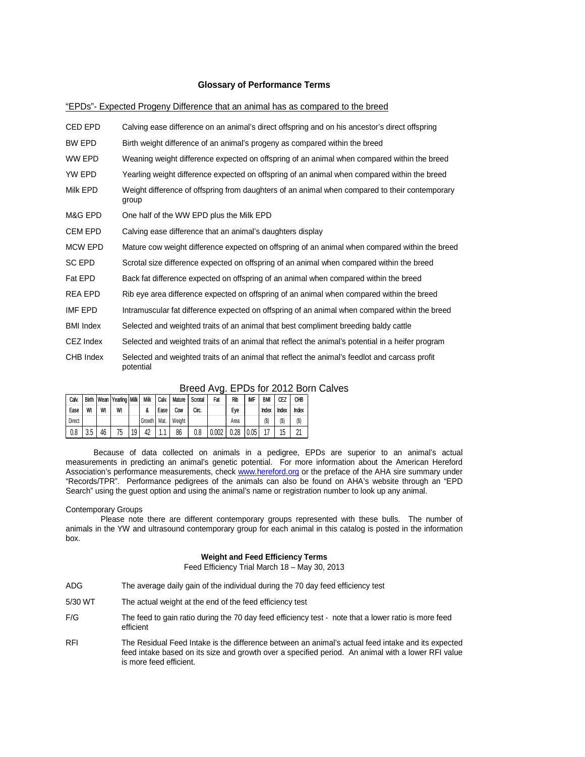### Glossary of Performance Terms

"EPDs"- Expected Progeny Difference that an animal has as compared to the breed

| | |
|---|---|
| CED EPD | Calving ease difference on an animal's direct offspring and on his ancestor's direct offspring |
| BW EPD | Birth weight difference of an animal's progeny as compared within the breed |
| WW EPD | Weaning weight difference expected on offspring of an animal when compared within the breed |
| YW EPD | Yearling weight difference expected on offspring of an animal when compared within the breed |
| Milk EPD | Weight difference of offspring from daughters of an animal when compared to their contemporary group |
| M&G EPD | One half of the WW EPD plus the Milk EPD |
| CEM EPD | Calving ease difference that an animal's daughters display |
| MCW EPD | Mature cow weight difference expected on offspring of an animal when compared within the breed |
| SC EPD | Scrotal size difference expected on offspring of an animal when compared within the breed |
| Fat EPD | Back fat difference expected on offspring of an animal when compared within the breed |
| REA EPD | Rib eye area difference expected on offspring of an animal when compared within the breed |
| IMF EPD | Intramuscular fat difference expected on offspring of an animal when compared within the breed |
| BMI Index | Selected and weighted traits of an animal that best compliment breeding baldy cattle |
| CEZ Index | Selected and weighted traits of an animal that reflect the animal's potential in a heifer program |
| CHB Index | Selected and weighted traits of an animal that reflect the animal's feedlot and carcass profit potential |

Breed Avg. EPDs for 2012 Born Calves

| Calv. Ease Direct | Birth Wt | Wean Wt | Yearling Wt | Milk | Milk & Growth | Calv. Ease Mat. | Mature Cow Weight | Scrotal Circ. | Fat | Rib Eye Area | IMF | BMI Index ($) | CEZ Index ($) | CHB Index ($) |
|---|---|---|---|---|---|---|---|---|---|---|---|---|---|---|
| 0.8 | 3.5 | 46 | 75 | 19 | 42 | 1.1 | 86 | 0.8 | 0.002 | 0.28 | 0.05 | 17 | 15 | 21 |

Because of data collected on animals in a pedigree, EPDs are superior to an animal's actual measurements in predicting an animal's genetic potential. For more information about the American Hereford Association's performance measurements, check www.hereford.org or the preface of the AHA sire summary under "Records/TPR". Performance pedigrees of the animals can also be found on AHA's website through an "EPD Search" using the guest option and using the animal's name or registration number to look up any animal.

Contemporary Groups

Please note there are different contemporary groups represented with these bulls. The number of animals in the YW and ultrasound contemporary group for each animal in this catalog is posted in the information box.

**Weight and Feed Efficiency Terms**

Feed Efficiency Trial March 18 – May 30, 2013

| | |
|---|---|
| ADG | The average daily gain of the individual during the 70 day feed efficiency test |
| 5/30 WT | The actual weight at the end of the feed efficiency test |
| F/G | The feed to gain ratio during the 70 day feed efficiency test - note that a lower ratio is more feed efficient |
| RFI | The Residual Feed Intake is the difference between an animal's actual feed intake and its expected feed intake based on its size and growth over a specified period. An animal with a lower RFI value is more feed efficient. |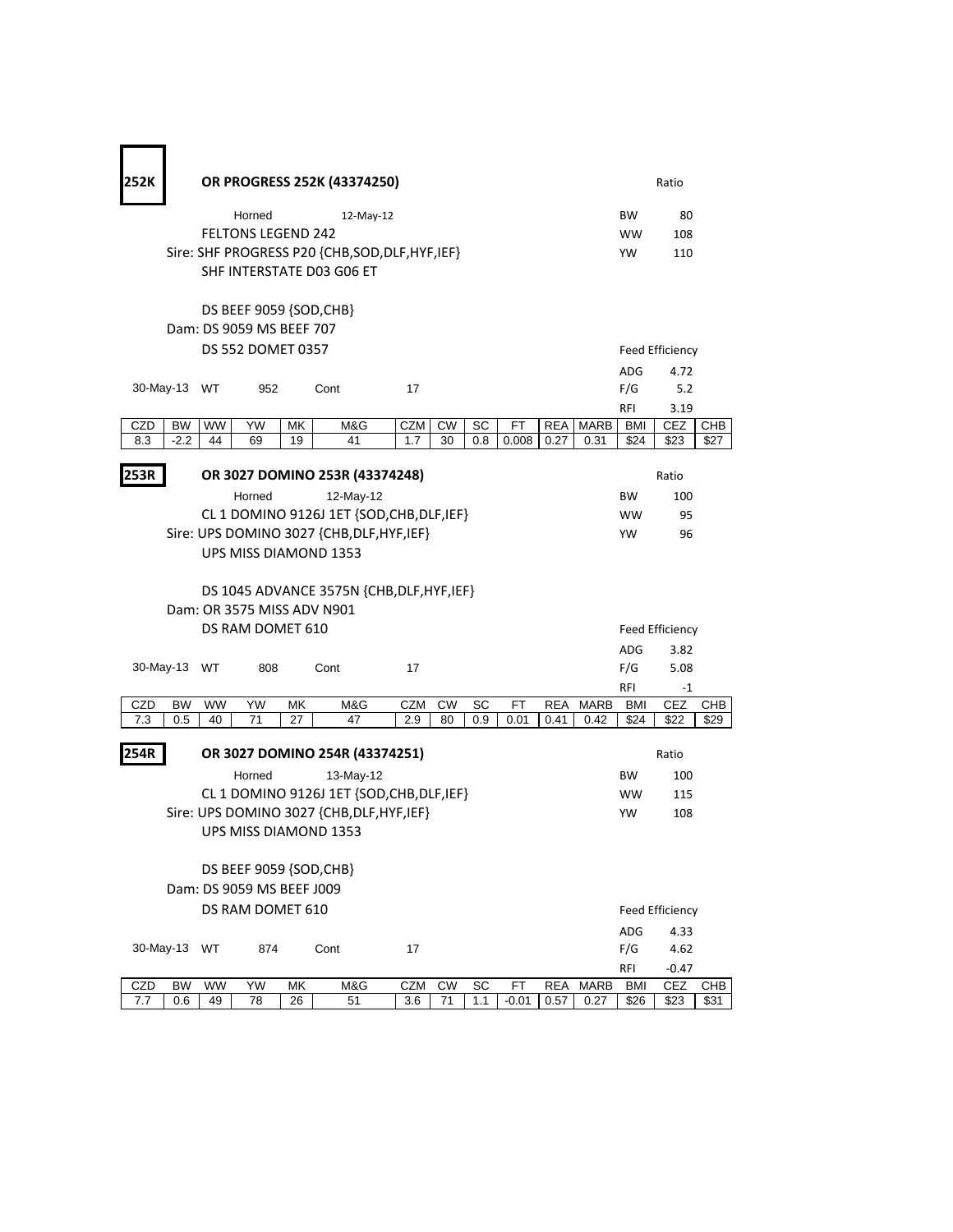**252K** **OR PROGRESS 252K (43374250)**

Horned 12-May-12

FELTONS LEGEND 242

Sire: SHF PROGRESS P20 {CHB,SOD,DLF,HYF,IEF}

SHF INTERSTATE D03 G06 ET

DS BEEF 9059 {SOD,CHB}

Dam: DS 9059 MS BEEF 707

DS 552 DOMET 0357

30-May-13 WT 952 Cont 17

| Ratio | |
|---|---|
| BW | 80 |
| WW | 108 |
| YW | 110 |

| Feed Efficiency | |
|---|---|
| ADG | 4.72 |
| F/G | 5.2 |
| RFI | 3.19 |

| CZD | BW | WW | YW | MK | M&G | CZM | CW | SC | FT | REA | MARB | BMI | CEZ | CHB |
|---|---|---|---|---|---|---|---|---|---|---|---|---|---|---|
| 8.3 | -2.2 | 44 | 69 | 19 | 41 | 1.7 | 30 | 0.8 | 0.008 | 0.27 | 0.31 | $24 | $23 | $27 |

**253R** **OR 3027 DOMINO 253R (43374248)**

Horned 12-May-12

CL 1 DOMINO 9126J 1ET {SOD,CHB,DLF,IEF}

Sire: UPS DOMINO 3027 {CHB,DLF,HYF,IEF}

UPS MISS DIAMOND 1353

DS 1045 ADVANCE 3575N {CHB,DLF,HYF,IEF}

Dam: OR 3575 MISS ADV N901

DS RAM DOMET 610

30-May-13 WT 808 Cont 17

| Ratio | |
|---|---|
| BW | 100 |
| WW | 95 |
| YW | 96 |

| Feed Efficiency | |
|---|---|
| ADG | 3.82 |
| F/G | 5.08 |
| RFI | -1 |

| CZD | BW | WW | YW | MK | M&G | CZM | CW | SC | FT | REA | MARB | BMI | CEZ | CHB |
|---|---|---|---|---|---|---|---|---|---|---|---|---|---|---|
| 7.3 | 0.5 | 40 | 71 | 27 | 47 | 2.9 | 80 | 0.9 | 0.01 | 0.41 | 0.42 | $24 | $22 | $29 |

**254R** **OR 3027 DOMINO 254R (43374251)**

Horned 13-May-12

CL 1 DOMINO 9126J 1ET {SOD,CHB,DLF,IEF}

Sire: UPS DOMINO 3027 {CHB,DLF,HYF,IEF}

UPS MISS DIAMOND 1353

DS BEEF 9059 {SOD,CHB}

Dam: DS 9059 MS BEEF J009

DS RAM DOMET 610

30-May-13 WT 874 Cont 17

| Ratio | |
|---|---|
| BW | 100 |
| WW | 115 |
| YW | 108 |

| Feed Efficiency | |
|---|---|
| ADG | 4.33 |
| F/G | 4.62 |
| RFI | -0.47 |

| CZD | BW | WW | YW | MK | M&G | CZM | CW | SC | FT | REA | MARB | BMI | CEZ | CHB |
|---|---|---|---|---|---|---|---|---|---|---|---|---|---|---|
| 7.7 | 0.6 | 49 | 78 | 26 | 51 | 3.6 | 71 | 1.1 | -0.01 | 0.57 | 0.27 | $26 | $23 | $31 |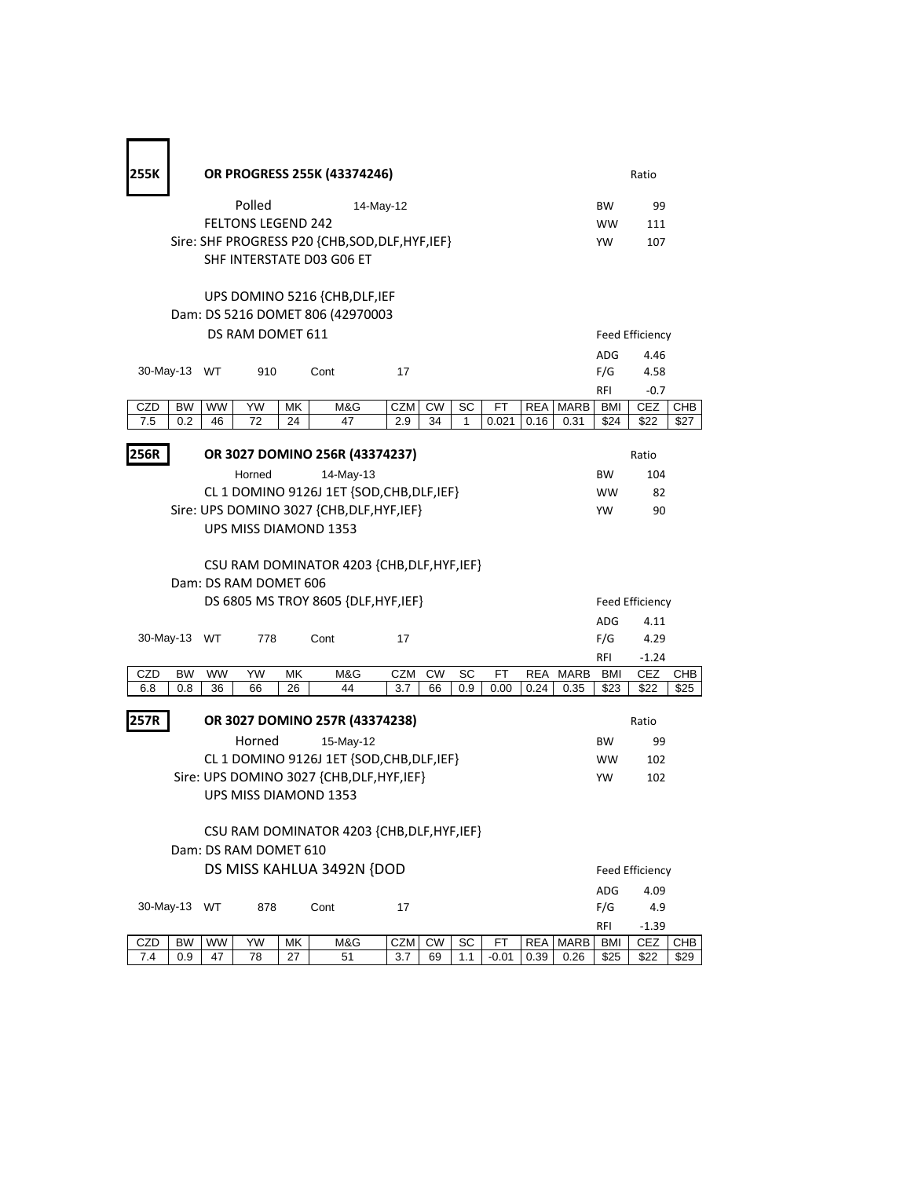## 255K — OR PROGRESS 255K (43374246)

Polled — 14-May-12

FELTONS LEGEND 242
Sire: SHF PROGRESS P20 {CHB,SOD,DLF,HYF,IEF}
SHF INTERSTATE D03 G06 ET

UPS DOMINO 5216 {CHB,DLF,IEF
Dam: DS 5216 DOMET 806 (42970003
DS RAM DOMET 611

| Ratio | |
|---|---|
| BW | 99 |
| WW | 111 |
| YW | 107 |

30-May-13 WT 910 Cont 17

| Feed Efficiency | |
|---|---|
| ADG | 4.46 |
| F/G | 4.58 |
| RFI | -0.7 |

| CZD | BW | WW | YW | MK | M&G | CZM | CW | SC | FT | REA | MARB | BMI | CEZ | CHB |
|---|---|---|---|---|---|---|---|---|---|---|---|---|---|---|
| 7.5 | 0.2 | 46 | 72 | 24 | 47 | 2.9 | 34 | 1 | 0.021 | 0.16 | 0.31 | $24 | $22 | $27 |

## 256R — OR 3027 DOMINO 256R (43374237)

Horned — 14-May-13

CL 1 DOMINO 9126J 1ET {SOD,CHB,DLF,IEF}
Sire: UPS DOMINO 3027 {CHB,DLF,HYF,IEF}
UPS MISS DIAMOND 1353

CSU RAM DOMINATOR 4203 {CHB,DLF,HYF,IEF}
Dam: DS RAM DOMET 606
DS 6805 MS TROY 8605 {DLF,HYF,IEF}

| Ratio | |
|---|---|
| BW | 104 |
| WW | 82 |
| YW | 90 |

30-May-13 WT 778 Cont 17

| Feed Efficiency | |
|---|---|
| ADG | 4.11 |
| F/G | 4.29 |
| RFI | -1.24 |

| CZD | BW | WW | YW | MK | M&G | CZM | CW | SC | FT | REA | MARB | BMI | CEZ | CHB |
|---|---|---|---|---|---|---|---|---|---|---|---|---|---|---|
| 6.8 | 0.8 | 36 | 66 | 26 | 44 | 3.7 | 66 | 0.9 | 0.00 | 0.24 | 0.35 | $23 | $22 | $25 |

## 257R — OR 3027 DOMINO 257R (43374238)

Horned — 15-May-12

CL 1 DOMINO 9126J 1ET {SOD,CHB,DLF,IEF}
Sire: UPS DOMINO 3027 {CHB,DLF,HYF,IEF}
UPS MISS DIAMOND 1353

CSU RAM DOMINATOR 4203 {CHB,DLF,HYF,IEF}
Dam: DS RAM DOMET 610
DS MISS KAHLUA 3492N {DOD

| Ratio | |
|---|---|
| BW | 99 |
| WW | 102 |
| YW | 102 |

30-May-13 WT 878 Cont 17

| Feed Efficiency | |
|---|---|
| ADG | 4.09 |
| F/G | 4.9 |
| RFI | -1.39 |

| CZD | BW | WW | YW | MK | M&G | CZM | CW | SC | FT | REA | MARB | BMI | CEZ | CHB |
|---|---|---|---|---|---|---|---|---|---|---|---|---|---|---|
| 7.4 | 0.9 | 47 | 78 | 27 | 51 | 3.7 | 69 | 1.1 | -0.01 | 0.39 | 0.26 | $25 | $22 | $29 |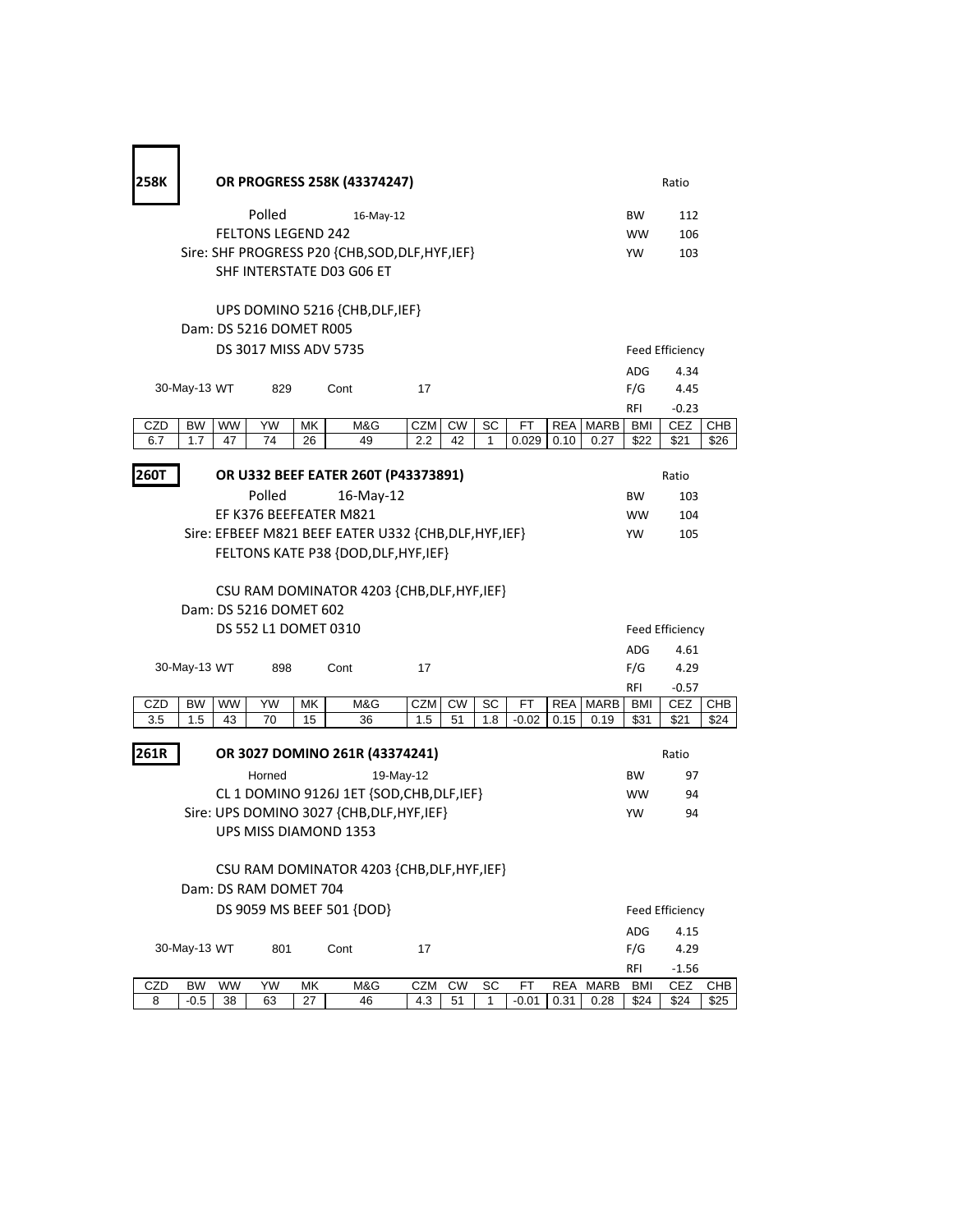**258K** **OR PROGRESS 258K (43374247)**

Polled 16-May-12

FELTONS LEGEND 242

Sire: SHF PROGRESS P20 {CHB,SOD,DLF,HYF,IEF}

SHF INTERSTATE D03 G06 ET

UPS DOMINO 5216 {CHB,DLF,IEF}

Dam: DS 5216 DOMET R005

DS 3017 MISS ADV 5735

| Ratio | |
|---|---|
| BW | 112 |
| WW | 106 |
| YW | 103 |

| Feed Efficiency | |
|---|---|
| ADG | 4.34 |
| F/G | 4.45 |
| RFI | -0.23 |

30-May-13 WT 829 Cont 17

| CZD | BW | WW | YW | MK | M&G | CZM | CW | SC | FT | REA | MARB | BMI | CEZ | CHB |
|---|---|---|---|---|---|---|---|---|---|---|---|---|---|---|
| 6.7 | 1.7 | 47 | 74 | 26 | 49 | 2.2 | 42 | 1 | 0.029 | 0.10 | 0.27 | $22 | $21 | $26 |

**260T** **OR U332 BEEF EATER 260T (P43373891)**

Polled 16-May-12

EF K376 BEEFEATER M821

Sire: EFBEEF M821 BEEF EATER U332 {CHB,DLF,HYF,IEF}

FELTONS KATE P38 {DOD,DLF,HYF,IEF}

CSU RAM DOMINATOR 4203 {CHB,DLF,HYF,IEF}

Dam: DS 5216 DOMET 602

DS 552 L1 DOMET 0310

| Ratio | |
|---|---|
| BW | 103 |
| WW | 104 |
| YW | 105 |

| Feed Efficiency | |
|---|---|
| ADG | 4.61 |
| F/G | 4.29 |
| RFI | -0.57 |

30-May-13 WT 898 Cont 17

| CZD | BW | WW | YW | MK | M&G | CZM | CW | SC | FT | REA | MARB | BMI | CEZ | CHB |
|---|---|---|---|---|---|---|---|---|---|---|---|---|---|---|
| 3.5 | 1.5 | 43 | 70 | 15 | 36 | 1.5 | 51 | 1.8 | -0.02 | 0.15 | 0.19 | $31 | $21 | $24 |

**261R** **OR 3027 DOMINO 261R (43374241)**

Horned 19-May-12

CL 1 DOMINO 9126J 1ET {SOD,CHB,DLF,IEF}

Sire: UPS DOMINO 3027 {CHB,DLF,HYF,IEF}

UPS MISS DIAMOND 1353

CSU RAM DOMINATOR 4203 {CHB,DLF,HYF,IEF}

Dam: DS RAM DOMET 704

DS 9059 MS BEEF 501 {DOD}

| Ratio | |
|---|---|
| BW | 97 |
| WW | 94 |
| YW | 94 |

| Feed Efficiency | |
|---|---|
| ADG | 4.15 |
| F/G | 4.29 |
| RFI | -1.56 |

30-May-13 WT 801 Cont 17

| CZD | BW | WW | YW | MK | M&G | CZM | CW | SC | FT | REA | MARB | BMI | CEZ | CHB |
|---|---|---|---|---|---|---|---|---|---|---|---|---|---|---|
| 8 | -0.5 | 38 | 63 | 27 | 46 | 4.3 | 51 | 1 | -0.01 | 0.31 | 0.28 | $24 | $24 | $25 |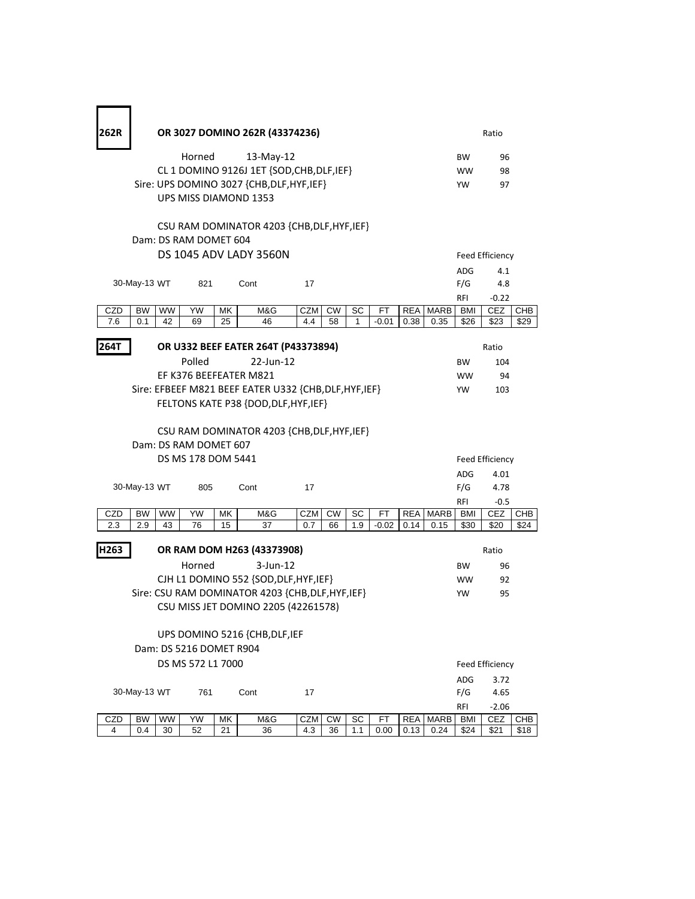**262R** **OR 3027 DOMINO 262R (43374236)**

Horned 13-May-12

CL 1 DOMINO 9126J 1ET {SOD,CHB,DLF,IEF}

Sire: UPS DOMINO 3027 {CHB,DLF,HYF,IEF}

UPS MISS DIAMOND 1353

CSU RAM DOMINATOR 4203 {CHB,DLF,HYF,IEF}

Dam: DS RAM DOMET 604

DS 1045 ADV LADY 3560N

30-May-13 WT 821 Cont 17

| Ratio | |
|---|---|
| BW | 96 |
| WW | 98 |
| YW | 97 |

| Feed Efficiency | |
|---|---|
| ADG | 4.1 |
| F/G | 4.8 |
| RFI | -0.22 |

| CZD | BW | WW | YW | MK | M&G | CZM | CW | SC | FT | REA | MARB | BMI | CEZ | CHB |
|---|---|---|---|---|---|---|---|---|---|---|---|---|---|---|
| 7.6 | 0.1 | 42 | 69 | 25 | 46 | 4.4 | 58 | 1 | -0.01 | 0.38 | 0.35 | $26 | $23 | $29 |

**264T** **OR U332 BEEF EATER 264T (P43373894)**

Polled 22-Jun-12

EF K376 BEEFEATER M821

Sire: EFBEEF M821 BEEF EATER U332 {CHB,DLF,HYF,IEF}

FELTONS KATE P38 {DOD,DLF,HYF,IEF}

CSU RAM DOMINATOR 4203 {CHB,DLF,HYF,IEF}

Dam: DS RAM DOMET 607

DS MS 178 DOM 5441

30-May-13 WT 805 Cont 17

| Ratio | |
|---|---|
| BW | 104 |
| WW | 94 |
| YW | 103 |

| Feed Efficiency | |
|---|---|
| ADG | 4.01 |
| F/G | 4.78 |
| RFI | -0.5 |

| CZD | BW | WW | YW | MK | M&G | CZM | CW | SC | FT | REA | MARB | BMI | CEZ | CHB |
|---|---|---|---|---|---|---|---|---|---|---|---|---|---|---|
| 2.3 | 2.9 | 43 | 76 | 15 | 37 | 0.7 | 66 | 1.9 | -0.02 | 0.14 | 0.15 | $30 | $20 | $24 |

**H263** **OR RAM DOM H263 (43373908)**

Horned 3-Jun-12

CJH L1 DOMINO 552 {SOD,DLF,HYF,IEF}

Sire: CSU RAM DOMINATOR 4203 {CHB,DLF,HYF,IEF}

CSU MISS JET DOMINO 2205 (42261578)

UPS DOMINO 5216 {CHB,DLF,IEF

Dam: DS 5216 DOMET R904

DS MS 572 L1 7000

30-May-13 WT 761 Cont 17

| Ratio | |
|---|---|
| BW | 96 |
| WW | 92 |
| YW | 95 |

| Feed Efficiency | |
|---|---|
| ADG | 3.72 |
| F/G | 4.65 |
| RFI | -2.06 |

| CZD | BW | WW | YW | MK | M&G | CZM | CW | SC | FT | REA | MARB | BMI | CEZ | CHB |
|---|---|---|---|---|---|---|---|---|---|---|---|---|---|---|
| 4 | 0.4 | 30 | 52 | 21 | 36 | 4.3 | 36 | 1.1 | 0.00 | 0.13 | 0.24 | $24 | $21 | $18 |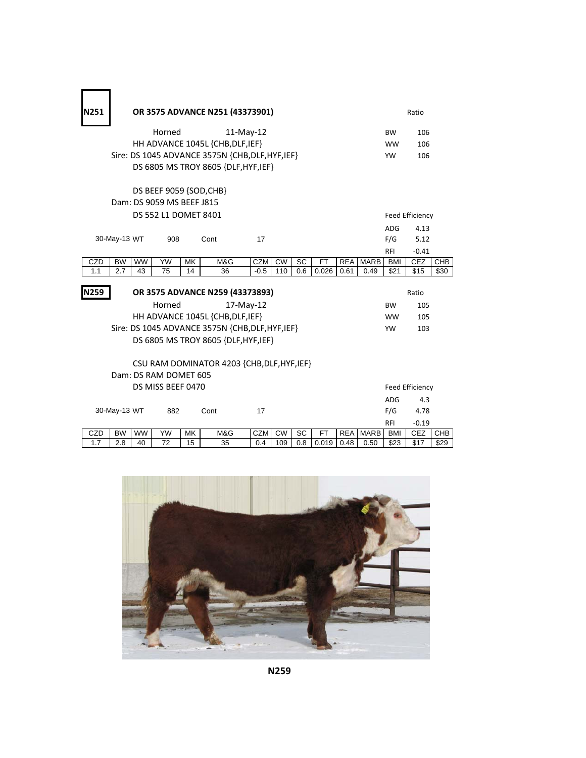**N251** **OR 3575 ADVANCE N251 (43373901)**

Horned 11-May-12

HH ADVANCE 1045L {CHB,DLF,IEF}

Sire: DS 1045 ADVANCE 3575N {CHB,DLF,HYF,IEF}

DS 6805 MS TROY 8605 {DLF,HYF,IEF}

DS BEEF 9059 {SOD,CHB}

Dam: DS 9059 MS BEEF J815

DS 552 L1 DOMET 8401

30-May-13 WT 908 Cont 17

| Ratio | |
|---|---|
| BW | 106 |
| WW | 106 |
| YW | 106 |

| Feed Efficiency | |
|---|---|
| ADG | 4.13 |
| F/G | 5.12 |
| RFI | -0.41 |

| CZD | BW | WW | YW | MK | M&G | CZM | CW | SC | FT | REA | MARB | BMI | CEZ | CHB |
|---|---|---|---|---|---|---|---|---|---|---|---|---|---|---|
| 1.1 | 2.7 | 43 | 75 | 14 | 36 | -0.5 | 110 | 0.6 | 0.026 | 0.61 | 0.49 | $21 | $15 | $30 |

**N259** **OR 3575 ADVANCE N259 (43373893)**

Horned 17-May-12

HH ADVANCE 1045L {CHB,DLF,IEF}

Sire: DS 1045 ADVANCE 3575N {CHB,DLF,HYF,IEF}

DS 6805 MS TROY 8605 {DLF,HYF,IEF}

CSU RAM DOMINATOR 4203 {CHB,DLF,HYF,IEF}

Dam: DS RAM DOMET 605

DS MISS BEEF 0470

30-May-13 WT 882 Cont 17

| Ratio | |
|---|---|
| BW | 105 |
| WW | 105 |
| YW | 103 |

| Feed Efficiency | |
|---|---|
| ADG | 4.3 |
| F/G | 4.78 |
| RFI | -0.19 |

| CZD | BW | WW | YW | MK | M&G | CZM | CW | SC | FT | REA | MARB | BMI | CEZ | CHB |
|---|---|---|---|---|---|---|---|---|---|---|---|---|---|---|
| 1.7 | 2.8 | 40 | 72 | 15 | 35 | 0.4 | 109 | 0.8 | 0.019 | 0.48 | 0.50 | $23 | $17 | $29 |

**N259**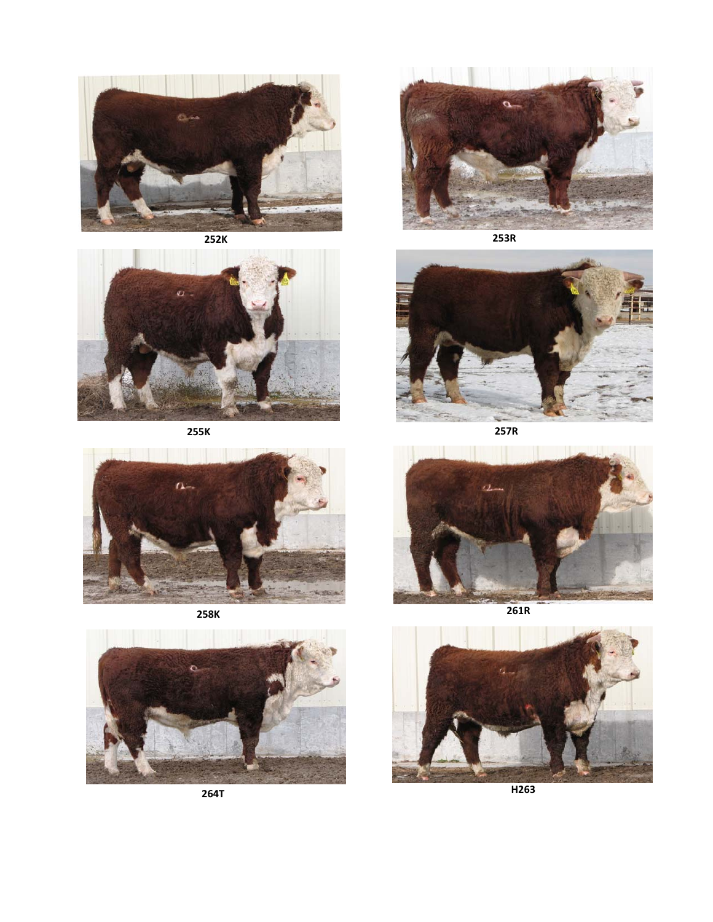252K

253R

255K

257R

258K

261R

264T

H263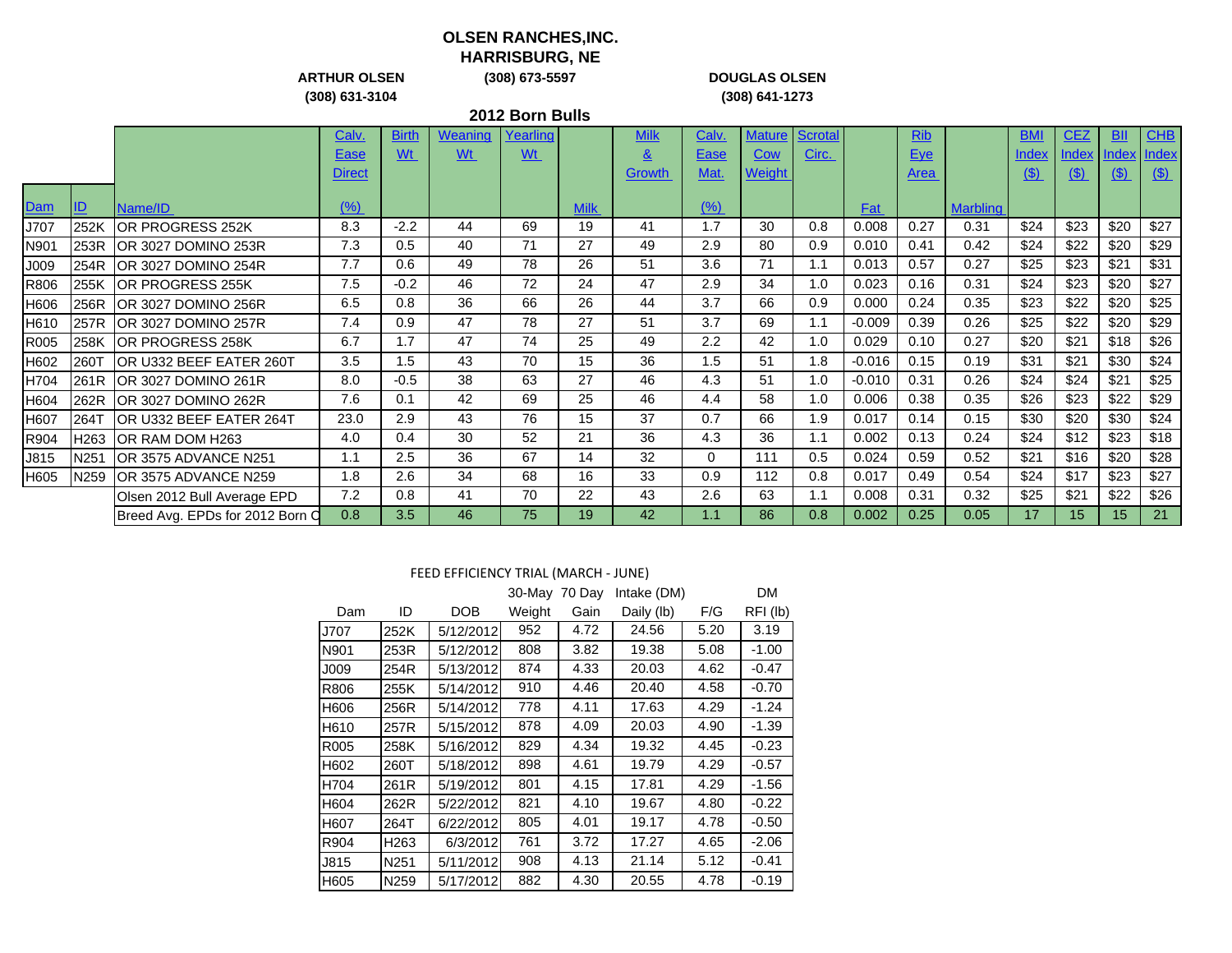# OLSEN RANCHES,INC.

## HARRISBURG, NE

**ARTHUR OLSEN**
**(308) 631-3104**

**(308) 673-5597**

**DOUGLAS OLSEN**
**(308) 641-1273**

## 2012 Born Bulls

| Dam | ID | Name/ID | Calv. Ease Direct (%) | Birth Wt | Weaning Wt | Yearling Wt | Milk | Milk & Growth | Calv. Ease Mat. (%) | Mature Cow Weight | Scrotal Circ. | Fat | Rib Eye Area | Marbling | BMI Index ($) | CEZ Index ($) | BII Index ($) | CHB Index ($) |
|---|---|---|---|---|---|---|---|---|---|---|---|---|---|---|---|---|---|---|
| J707 | 252K | OR PROGRESS 252K | 8.3 | -2.2 | 44 | 69 | 19 | 41 | 1.7 | 30 | 0.8 | 0.008 | 0.27 | 0.31 | $24 | $23 | $20 | $27 |
| N901 | 253R | OR 3027 DOMINO 253R | 7.3 | 0.5 | 40 | 71 | 27 | 49 | 2.9 | 80 | 0.9 | 0.010 | 0.41 | 0.42 | $24 | $22 | $20 | $29 |
| J009 | 254R | OR 3027 DOMINO 254R | 7.7 | 0.6 | 49 | 78 | 26 | 51 | 3.6 | 71 | 1.1 | 0.013 | 0.57 | 0.27 | $25 | $23 | $21 | $31 |
| R806 | 255K | OR PROGRESS 255K | 7.5 | -0.2 | 46 | 72 | 24 | 47 | 2.9 | 34 | 1.0 | 0.023 | 0.16 | 0.31 | $24 | $23 | $20 | $27 |
| H606 | 256R | OR 3027 DOMINO 256R | 6.5 | 0.8 | 36 | 66 | 26 | 44 | 3.7 | 66 | 0.9 | 0.000 | 0.24 | 0.35 | $23 | $22 | $20 | $25 |
| H610 | 257R | OR 3027 DOMINO 257R | 7.4 | 0.9 | 47 | 78 | 27 | 51 | 3.7 | 69 | 1.1 | -0.009 | 0.39 | 0.26 | $25 | $22 | $20 | $29 |
| R005 | 258K | OR PROGRESS 258K | 6.7 | 1.7 | 47 | 74 | 25 | 49 | 2.2 | 42 | 1.0 | 0.029 | 0.10 | 0.27 | $20 | $21 | $18 | $26 |
| H602 | 260T | OR U332 BEEF EATER 260T | 3.5 | 1.5 | 43 | 70 | 15 | 36 | 1.5 | 51 | 1.8 | -0.016 | 0.15 | 0.19 | $31 | $21 | $30 | $24 |
| H704 | 261R | OR 3027 DOMINO 261R | 8.0 | -0.5 | 38 | 63 | 27 | 46 | 4.3 | 51 | 1.0 | -0.010 | 0.31 | 0.26 | $24 | $24 | $21 | $25 |
| H604 | 262R | OR 3027 DOMINO 262R | 7.6 | 0.1 | 42 | 69 | 25 | 46 | 4.4 | 58 | 1.0 | 0.006 | 0.38 | 0.35 | $26 | $23 | $22 | $29 |
| H607 | 264T | OR U332 BEEF EATER 264T | 23.0 | 2.9 | 43 | 76 | 15 | 37 | 0.7 | 66 | 1.9 | 0.017 | 0.14 | 0.15 | $30 | $20 | $30 | $24 |
| R904 | H263 | OR RAM DOM H263 | 4.0 | 0.4 | 30 | 52 | 21 | 36 | 4.3 | 36 | 1.1 | 0.002 | 0.13 | 0.24 | $24 | $12 | $23 | $18 |
| J815 | N251 | OR 3575 ADVANCE N251 | 1.1 | 2.5 | 36 | 67 | 14 | 32 | 0 | 111 | 0.5 | 0.024 | 0.59 | 0.52 | $21 | $16 | $20 | $28 |
| H605 | N259 | OR 3575 ADVANCE N259 | 1.8 | 2.6 | 34 | 68 | 16 | 33 | 0.9 | 112 | 0.8 | 0.017 | 0.49 | 0.54 | $24 | $17 | $23 | $27 |
| | | Olsen 2012 Bull Average EPD | 7.2 | 0.8 | 41 | 70 | 22 | 43 | 2.6 | 63 | 1.1 | 0.008 | 0.31 | 0.32 | $25 | $21 | $22 | $26 |
| | | Breed Avg. EPDs for 2012 Born C | 0.8 | 3.5 | 46 | 75 | 19 | 42 | 1.1 | 86 | 0.8 | 0.002 | 0.25 | 0.05 | 17 | 15 | 15 | 21 |

FEED EFFICIENCY TRIAL (MARCH - JUNE)

| Dam | ID | DOB | 30-May Weight | 70 Day Gain | Intake (DM) Daily (lb) | F/G | DM RFI (lb) |
|---|---|---|---|---|---|---|---|
| J707 | 252K | 5/12/2012 | 952 | 4.72 | 24.56 | 5.20 | 3.19 |
| N901 | 253R | 5/12/2012 | 808 | 3.82 | 19.38 | 5.08 | -1.00 |
| J009 | 254R | 5/13/2012 | 874 | 4.33 | 20.03 | 4.62 | -0.47 |
| R806 | 255K | 5/14/2012 | 910 | 4.46 | 20.40 | 4.58 | -0.70 |
| H606 | 256R | 5/14/2012 | 778 | 4.11 | 17.63 | 4.29 | -1.24 |
| H610 | 257R | 5/15/2012 | 878 | 4.09 | 20.03 | 4.90 | -1.39 |
| R005 | 258K | 5/16/2012 | 829 | 4.34 | 19.32 | 4.45 | -0.23 |
| H602 | 260T | 5/18/2012 | 898 | 4.61 | 19.79 | 4.29 | -0.57 |
| H704 | 261R | 5/19/2012 | 801 | 4.15 | 17.81 | 4.29 | -1.56 |
| H604 | 262R | 5/22/2012 | 821 | 4.10 | 19.67 | 4.80 | -0.22 |
| H607 | 264T | 6/22/2012 | 805 | 4.01 | 19.17 | 4.78 | -0.50 |
| R904 | H263 | 6/3/2012 | 761 | 3.72 | 17.27 | 4.65 | -2.06 |
| J815 | N251 | 5/11/2012 | 908 | 4.13 | 21.14 | 5.12 | -0.41 |
| H605 | N259 | 5/17/2012 | 882 | 4.30 | 20.55 | 4.78 | -0.19 |